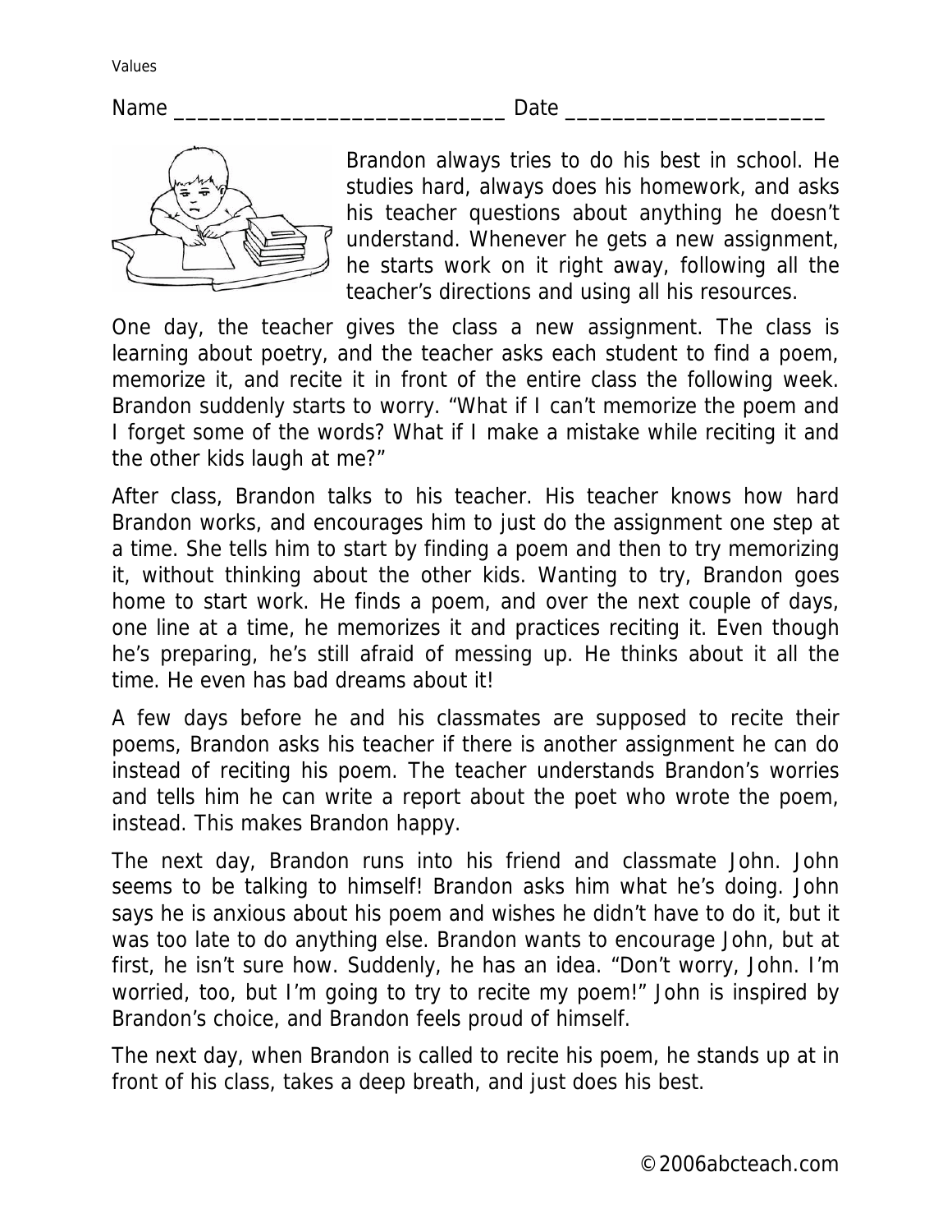Values

Name ______________________________ Date ______________________

Brandon always tries to do his best in school. He studies hard, always does his homework, and asks his teacher questions about anything he doesn't understand. Whenever he gets a new assignment, he starts work on it right away, following all the teacher's directions and using all his resources.

One day, the teacher gives the class a new assignment. The class is learning about poetry, and the teacher asks each student to find a poem, memorize it, and recite it in front of the entire class the following week. Brandon suddenly starts to worry. "What if I can't memorize the poem and I forget some of the words? What if I make a mistake while reciting it and the other kids laugh at me?"

After class, Brandon talks to his teacher. His teacher knows how hard Brandon works, and encourages him to just do the assignment one step at a time. She tells him to start by finding a poem and then to try memorizing it, without thinking about the other kids. Wanting to try, Brandon goes home to start work. He finds a poem, and over the next couple of days, one line at a time, he memorizes it and practices reciting it. Even though he's preparing, he's still afraid of messing up. He thinks about it all the time. He even has bad dreams about it!

A few days before he and his classmates are supposed to recite their poems, Brandon asks his teacher if there is another assignment he can do instead of reciting his poem. The teacher understands Brandon's worries and tells him he can write a report about the poet who wrote the poem, instead. This makes Brandon happy.

The next day, Brandon runs into his friend and classmate John. John seems to be talking to himself! Brandon asks him what he's doing. John says he is anxious about his poem and wishes he didn't have to do it, but it was too late to do anything else. Brandon wants to encourage John, but at first, he isn't sure how. Suddenly, he has an idea. "Don't worry, John. I'm worried, too, but I'm going to try to recite my poem!" John is inspired by Brandon's choice, and Brandon feels proud of himself.

The next day, when Brandon is called to recite his poem, he stands up at in front of his class, takes a deep breath, and just does his best.

©2006abcteach.com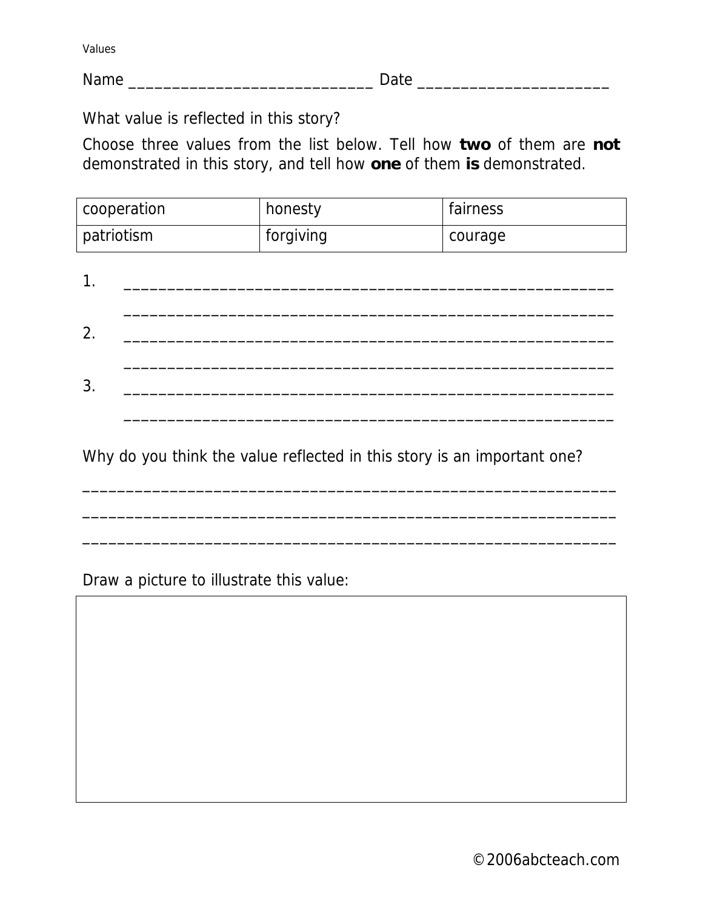Values

Name ______________________________ Date ______________________

What value is reflected in this story?

Choose three values from the list below. Tell how **two** of them are **not** demonstrated in this story, and tell how **one** of them **is** demonstrated.

| cooperation | honesty | fairness |
|---|---|---|
| patriotism | forgiving | courage |

1. ___________________________________________________________

   ___________________________________________________________

2. ___________________________________________________________

   ___________________________________________________________

3. ___________________________________________________________

   ___________________________________________________________

Why do you think the value reflected in this story is an important one?

_______________________________________________________________

_______________________________________________________________

_______________________________________________________________

Draw a picture to illustrate this value:

©2006abcteach.com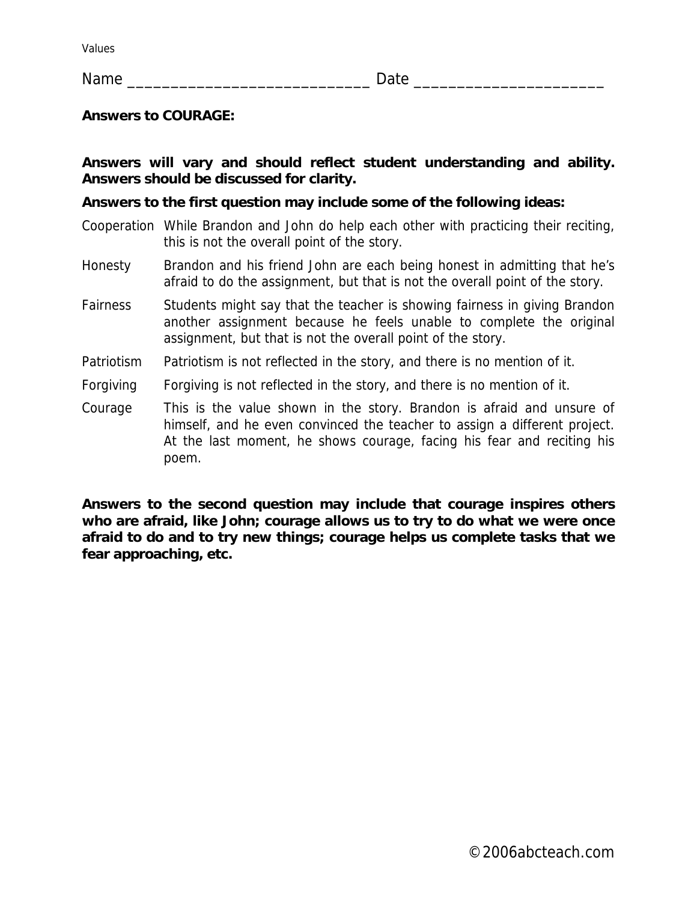Name ____________________________ Date ______________________

**Answers to COURAGE:**

**Answers will vary and should reflect student understanding and ability. Answers should be discussed for clarity.**

**Answers to the first question may include some of the following ideas:**

| | |
|---|---|
| Cooperation | While Brandon and John do help each other with practicing their reciting, this is not the overall point of the story. |
| Honesty | Brandon and his friend John are each being honest in admitting that he's afraid to do the assignment, but that is not the overall point of the story. |
| Fairness | Students might say that the teacher is showing fairness in giving Brandon another assignment because he feels unable to complete the original assignment, but that is not the overall point of the story. |
| Patriotism | Patriotism is not reflected in the story, and there is no mention of it. |
| Forgiving | Forgiving is not reflected in the story, and there is no mention of it. |
| Courage | This is the value shown in the story. Brandon is afraid and unsure of himself, and he even convinced the teacher to assign a different project. At the last moment, he shows courage, facing his fear and reciting his poem. |

**Answers to the second question may include that courage inspires others who are afraid, like John; courage allows us to try to do what we were once afraid to do and to try new things; courage helps us complete tasks that we fear approaching, etc.**